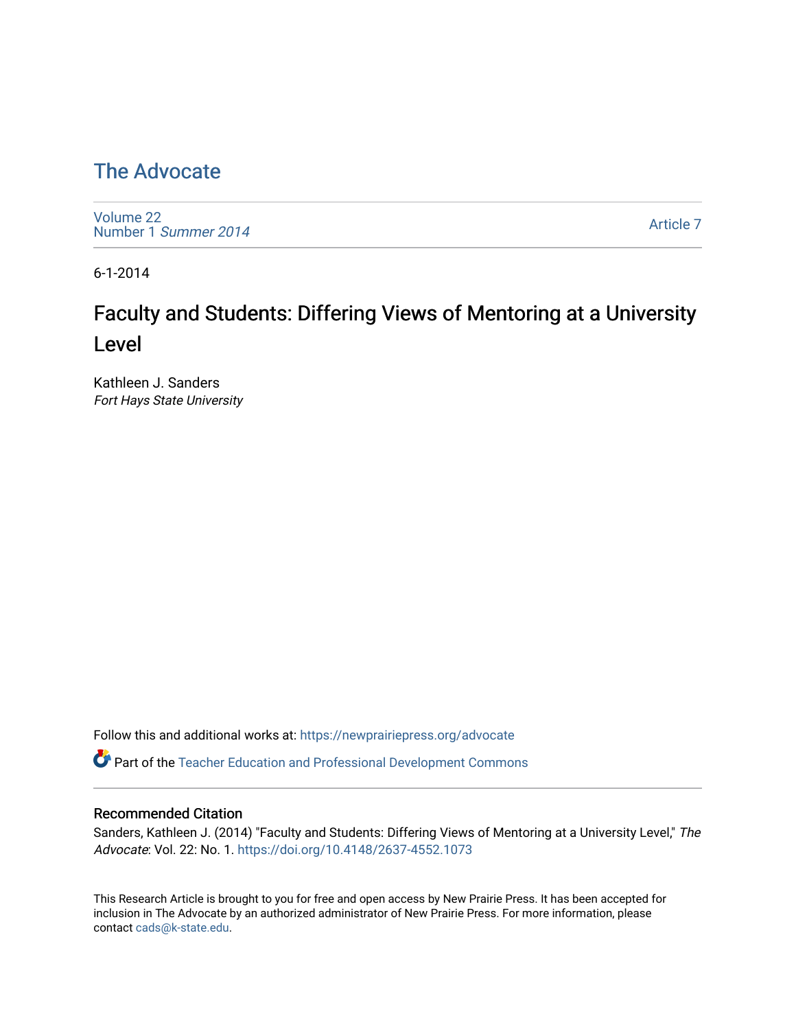# The Advocate

Volume 22
Number 1 *Summer 2014*

Article 7

6-1-2014

## Faculty and Students: Differing Views of Mentoring at a University Level

Kathleen J. Sanders
*Fort Hays State University*

Follow this and additional works at: https://newprairiepress.org/advocate

Part of the Teacher Education and Professional Development Commons

### Recommended Citation

Sanders, Kathleen J. (2014) "Faculty and Students: Differing Views of Mentoring at a University Level," *The Advocate*: Vol. 22: No. 1. https://doi.org/10.4148/2637-4552.1073

This Research Article is brought to you for free and open access by New Prairie Press. It has been accepted for inclusion in The Advocate by an authorized administrator of New Prairie Press. For more information, please contact cads@k-state.edu.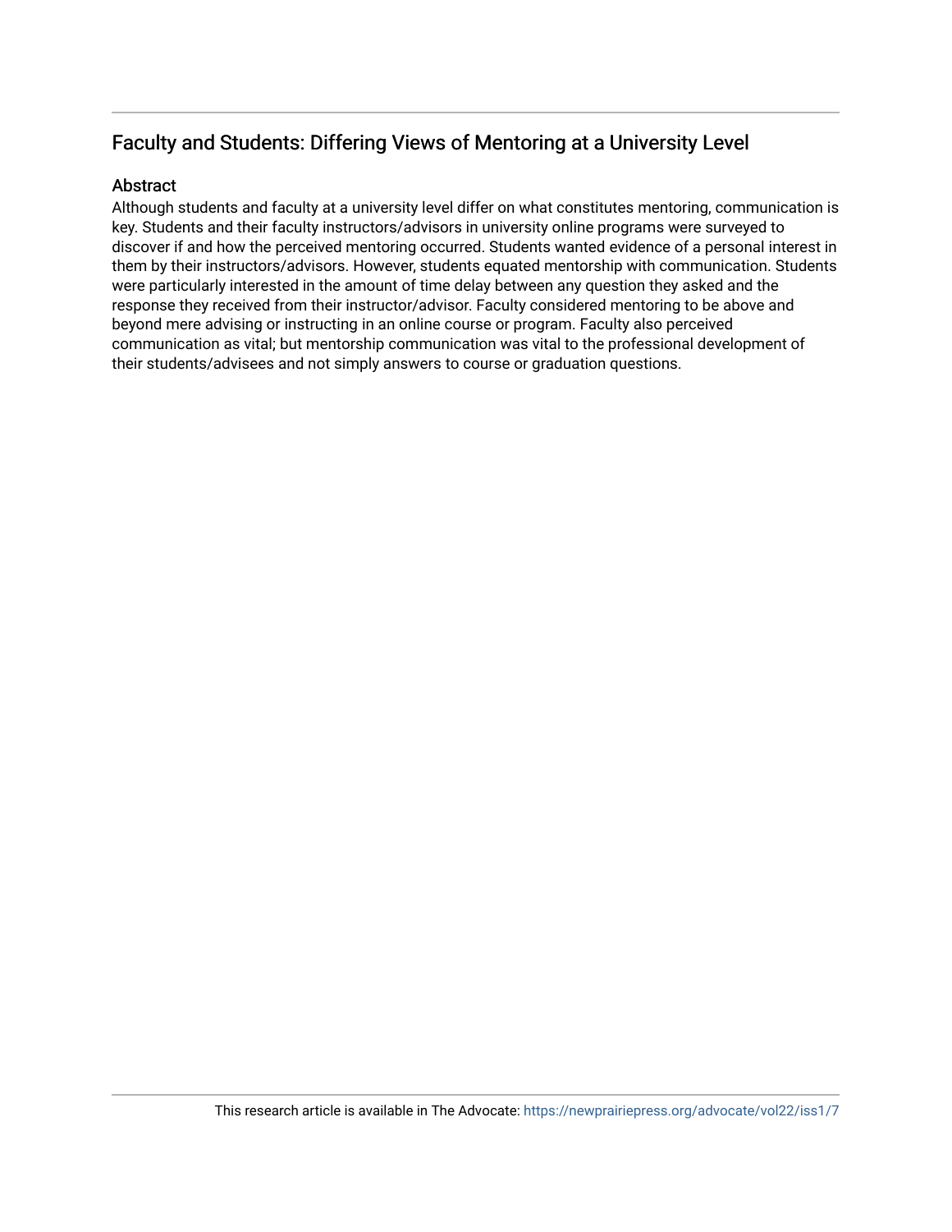## Faculty and Students: Differing Views of Mentoring at a University Level

### Abstract

Although students and faculty at a university level differ on what constitutes mentoring, communication is key. Students and their faculty instructors/advisors in university online programs were surveyed to discover if and how the perceived mentoring occurred. Students wanted evidence of a personal interest in them by their instructors/advisors. However, students equated mentorship with communication. Students were particularly interested in the amount of time delay between any question they asked and the response they received from their instructor/advisor. Faculty considered mentoring to be above and beyond mere advising or instructing in an online course or program. Faculty also perceived communication as vital; but mentorship communication was vital to the professional development of their students/advisees and not simply answers to course or graduation questions.

This research article is available in The Advocate: https://newprairiepress.org/advocate/vol22/iss1/7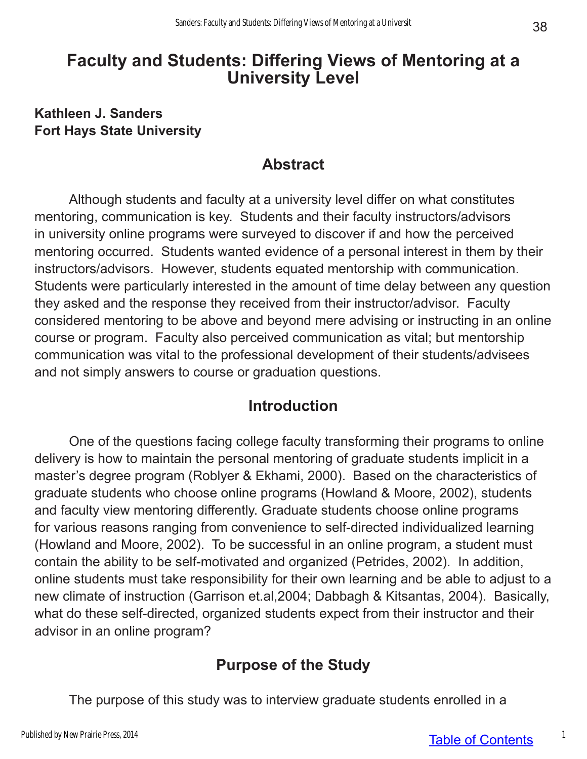# Faculty and Students: Differing Views of Mentoring at a University Level

**Kathleen J. Sanders**
**Fort Hays State University**

## Abstract

Although students and faculty at a university level differ on what constitutes mentoring, communication is key. Students and their faculty instructors/advisors in university online programs were surveyed to discover if and how the perceived mentoring occurred. Students wanted evidence of a personal interest in them by their instructors/advisors. However, students equated mentorship with communication. Students were particularly interested in the amount of time delay between any question they asked and the response they received from their instructor/advisor. Faculty considered mentoring to be above and beyond mere advising or instructing in an online course or program. Faculty also perceived communication as vital; but mentorship communication was vital to the professional development of their students/advisees and not simply answers to course or graduation questions.

## Introduction

One of the questions facing college faculty transforming their programs to online delivery is how to maintain the personal mentoring of graduate students implicit in a master's degree program (Roblyer & Ekhami, 2000). Based on the characteristics of graduate students who choose online programs (Howland & Moore, 2002), students and faculty view mentoring differently. Graduate students choose online programs for various reasons ranging from convenience to self-directed individualized learning (Howland and Moore, 2002). To be successful in an online program, a student must contain the ability to be self-motivated and organized (Petrides, 2002). In addition, online students must take responsibility for their own learning and be able to adjust to a new climate of instruction (Garrison et.al,2004; Dabbagh & Kitsantas, 2004). Basically, what do these self-directed, organized students expect from their instructor and their advisor in an online program?

## Purpose of the Study

The purpose of this study was to interview graduate students enrolled in a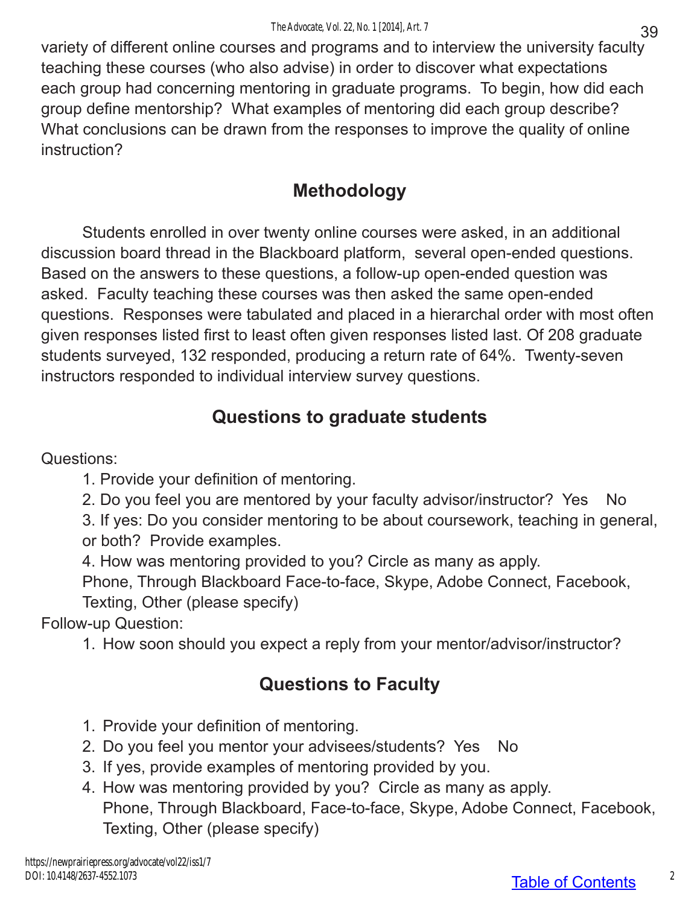variety of different online courses and programs and to interview the university faculty teaching these courses (who also advise) in order to discover what expectations each group had concerning mentoring in graduate programs. To begin, how did each group define mentorship? What examples of mentoring did each group describe? What conclusions can be drawn from the responses to improve the quality of online instruction?

## Methodology

Students enrolled in over twenty online courses were asked, in an additional discussion board thread in the Blackboard platform, several open-ended questions. Based on the answers to these questions, a follow-up open-ended question was asked. Faculty teaching these courses was then asked the same open-ended questions. Responses were tabulated and placed in a hierarchal order with most often given responses listed first to least often given responses listed last. Of 208 graduate students surveyed, 132 responded, producing a return rate of 64%. Twenty-seven instructors responded to individual interview survey questions.

## Questions to graduate students

Questions:

1. Provide your definition of mentoring.
2. Do you feel you are mentored by your faculty advisor/instructor? Yes No
3. If yes: Do you consider mentoring to be about coursework, teaching in general, or both? Provide examples.
4. How was mentoring provided to you? Circle as many as apply.
   Phone, Through Blackboard Face-to-face, Skype, Adobe Connect, Facebook, Texting, Other (please specify)

Follow-up Question:

1. How soon should you expect a reply from your mentor/advisor/instructor?

## Questions to Faculty

1. Provide your definition of mentoring.
2. Do you feel you mentor your advisees/students? Yes No
3. If yes, provide examples of mentoring provided by you.
4. How was mentoring provided by you? Circle as many as apply.
   Phone, Through Blackboard, Face-to-face, Skype, Adobe Connect, Facebook, Texting, Other (please specify)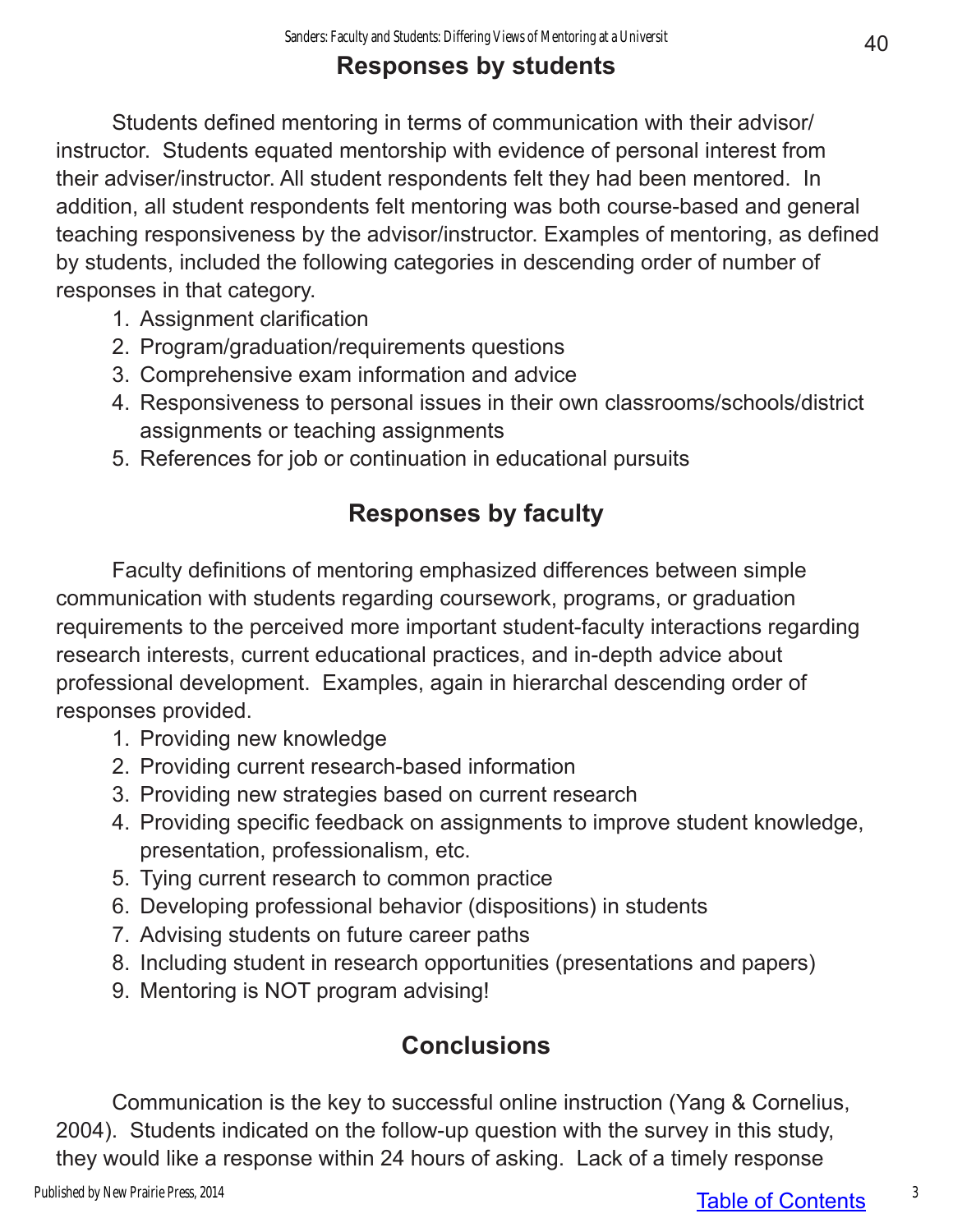## Responses by students

Students defined mentoring in terms of communication with their advisor/instructor. Students equated mentorship with evidence of personal interest from their adviser/instructor. All student respondents felt they had been mentored. In addition, all student respondents felt mentoring was both course-based and general teaching responsiveness by the advisor/instructor. Examples of mentoring, as defined by students, included the following categories in descending order of number of responses in that category.

1. Assignment clarification
2. Program/graduation/requirements questions
3. Comprehensive exam information and advice
4. Responsiveness to personal issues in their own classrooms/schools/district assignments or teaching assignments
5. References for job or continuation in educational pursuits

## Responses by faculty

Faculty definitions of mentoring emphasized differences between simple communication with students regarding coursework, programs, or graduation requirements to the perceived more important student-faculty interactions regarding research interests, current educational practices, and in-depth advice about professional development. Examples, again in hierarchal descending order of responses provided.

1. Providing new knowledge
2. Providing current research-based information
3. Providing new strategies based on current research
4. Providing specific feedback on assignments to improve student knowledge, presentation, professionalism, etc.
5. Tying current research to common practice
6. Developing professional behavior (dispositions) in students
7. Advising students on future career paths
8. Including student in research opportunities (presentations and papers)
9. Mentoring is NOT program advising!

## Conclusions

Communication is the key to successful online instruction (Yang & Cornelius, 2004). Students indicated on the follow-up question with the survey in this study, they would like a response within 24 hours of asking. Lack of a timely response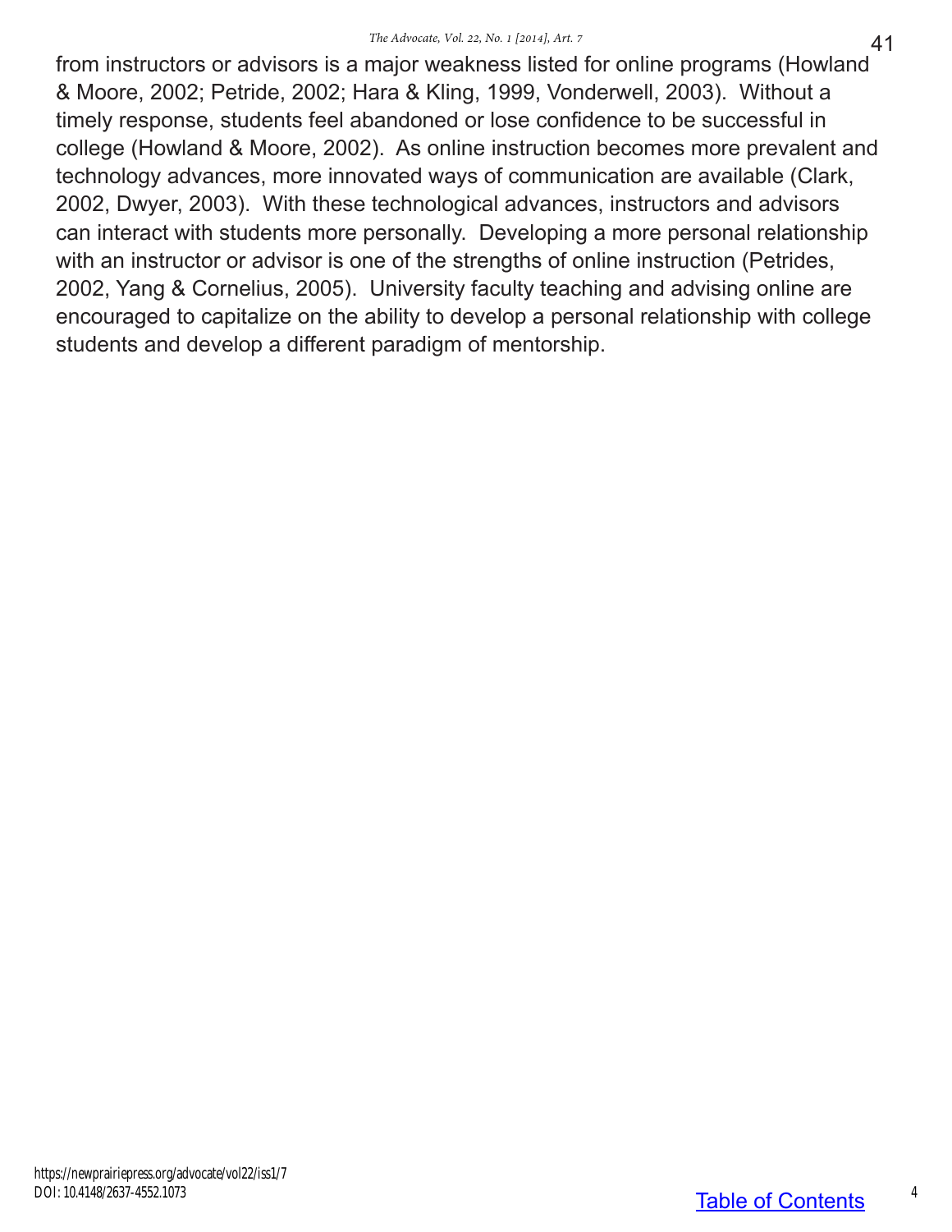from instructors or advisors is a major weakness listed for online programs (Howland & Moore, 2002; Petride, 2002; Hara & Kling, 1999, Vonderwell, 2003). Without a timely response, students feel abandoned or lose confidence to be successful in college (Howland & Moore, 2002). As online instruction becomes more prevalent and technology advances, more innovated ways of communication are available (Clark, 2002, Dwyer, 2003). With these technological advances, instructors and advisors can interact with students more personally. Developing a more personal relationship with an instructor or advisor is one of the strengths of online instruction (Petrides, 2002, Yang & Cornelius, 2005). University faculty teaching and advising online are encouraged to capitalize on the ability to develop a personal relationship with college students and develop a different paradigm of mentorship.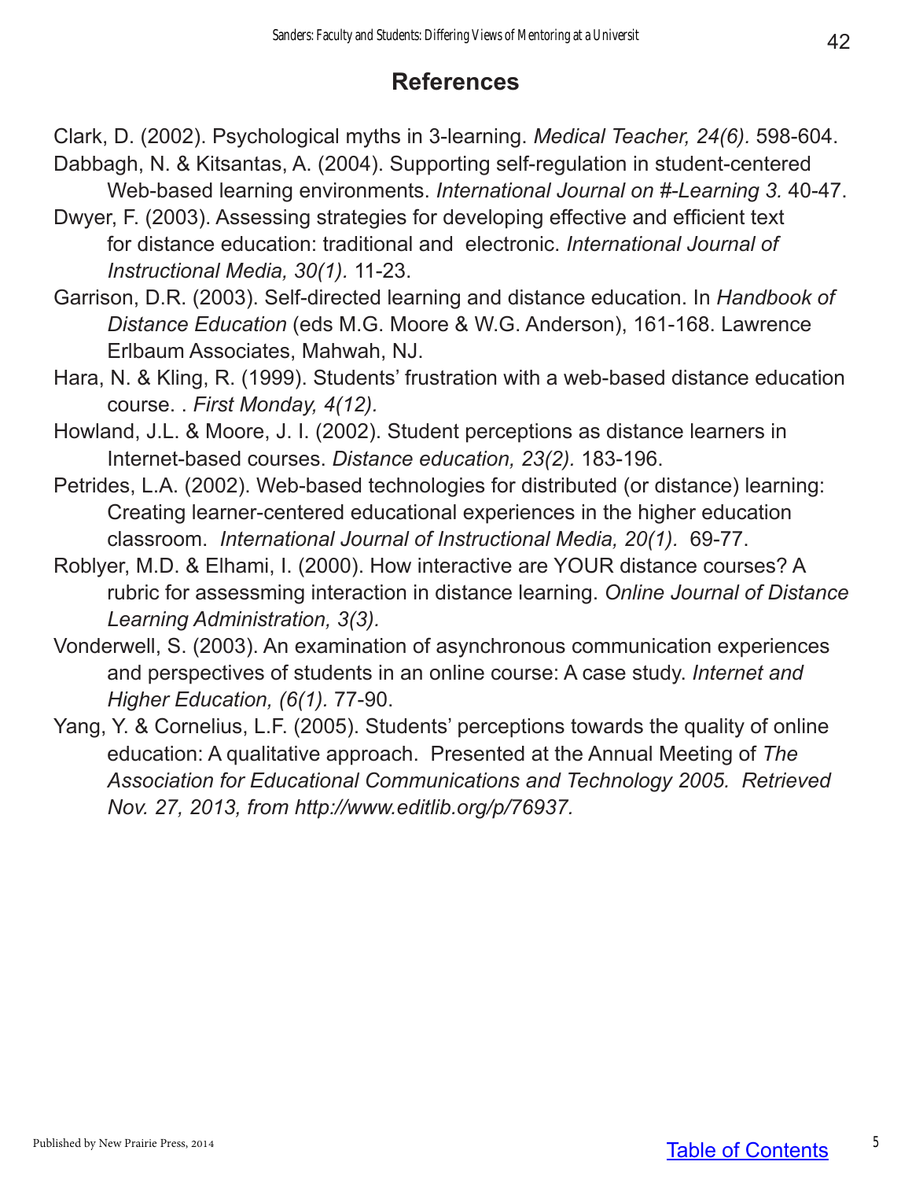## References

Clark, D. (2002). Psychological myths in 3-learning. *Medical Teacher, 24(6).* 598-604.

Dabbagh, N. & Kitsantas, A. (2004). Supporting self-regulation in student-centered Web-based learning environments. *International Journal on #-Learning 3.* 40-47.

Dwyer, F. (2003). Assessing strategies for developing effective and efficient text for distance education: traditional and electronic. *International Journal of Instructional Media, 30(1).* 11-23.

Garrison, D.R. (2003). Self-directed learning and distance education. In *Handbook of Distance Education* (eds M.G. Moore & W.G. Anderson), 161-168. Lawrence Erlbaum Associates, Mahwah, NJ.

Hara, N. & Kling, R. (1999). Students' frustration with a web-based distance education course. . *First Monday, 4(12).*

Howland, J.L. & Moore, J. I. (2002). Student perceptions as distance learners in Internet-based courses. *Distance education, 23(2).* 183-196.

Petrides, L.A. (2002). Web-based technologies for distributed (or distance) learning: Creating learner-centered educational experiences in the higher education classroom. *International Journal of Instructional Media, 20(1).* 69-77.

Roblyer, M.D. & Elhami, I. (2000). How interactive are YOUR distance courses? A rubric for assessming interaction in distance learning. *Online Journal of Distance Learning Administration, 3(3).*

Vonderwell, S. (2003). An examination of asynchronous communication experiences and perspectives of students in an online course: A case study. *Internet and Higher Education, (6(1).* 77-90.

Yang, Y. & Cornelius, L.F. (2005). Students' perceptions towards the quality of online education: A qualitative approach. Presented at the Annual Meeting of *The Association for Educational Communications and Technology 2005. Retrieved Nov. 27, 2013, from http://www.editlib.org/p/76937.*